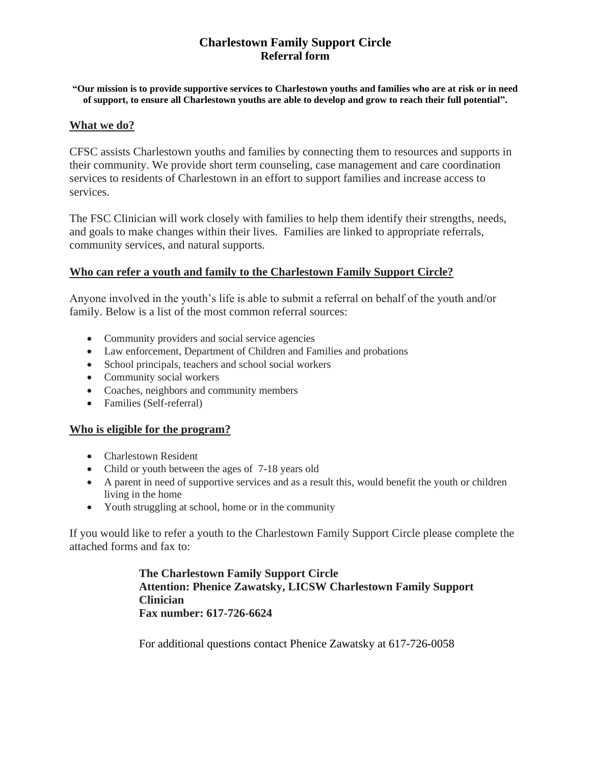# Charlestown Family Support Circle
## Referral form

**"Our mission is to provide supportive services to Charlestown youths and families who are at risk or in need of support, to ensure all Charlestown youths are able to develop and grow to reach their full potential".**

## What we do?

CFSC assists Charlestown youths and families by connecting them to resources and supports in their community. We provide short term counseling, case management and care coordination services to residents of Charlestown in an effort to support families and increase access to services.

The FSC Clinician will work closely with families to help them identify their strengths, needs, and goals to make changes within their lives. Families are linked to appropriate referrals, community services, and natural supports.

## Who can refer a youth and family to the Charlestown Family Support Circle?

Anyone involved in the youth's life is able to submit a referral on behalf of the youth and/or family. Below is a list of the most common referral sources:

- Community providers and social service agencies
- Law enforcement, Department of Children and Families and probations
- School principals, teachers and school social workers
- Community social workers
- Coaches, neighbors and community members
- Families (Self-referral)

## Who is eligible for the program?

- Charlestown Resident
- Child or youth between the ages of 7-18 years old
- A parent in need of supportive services and as a result this, would benefit the youth or children living in the home
- Youth struggling at school, home or in the community

If you would like to refer a youth to the Charlestown Family Support Circle please complete the attached forms and fax to:

**The Charlestown Family Support Circle**
**Attention: Phenice Zawatsky, LICSW Charlestown Family Support Clinician**
**Fax number: 617-726-6624**

For additional questions contact Phenice Zawatsky at 617-726-0058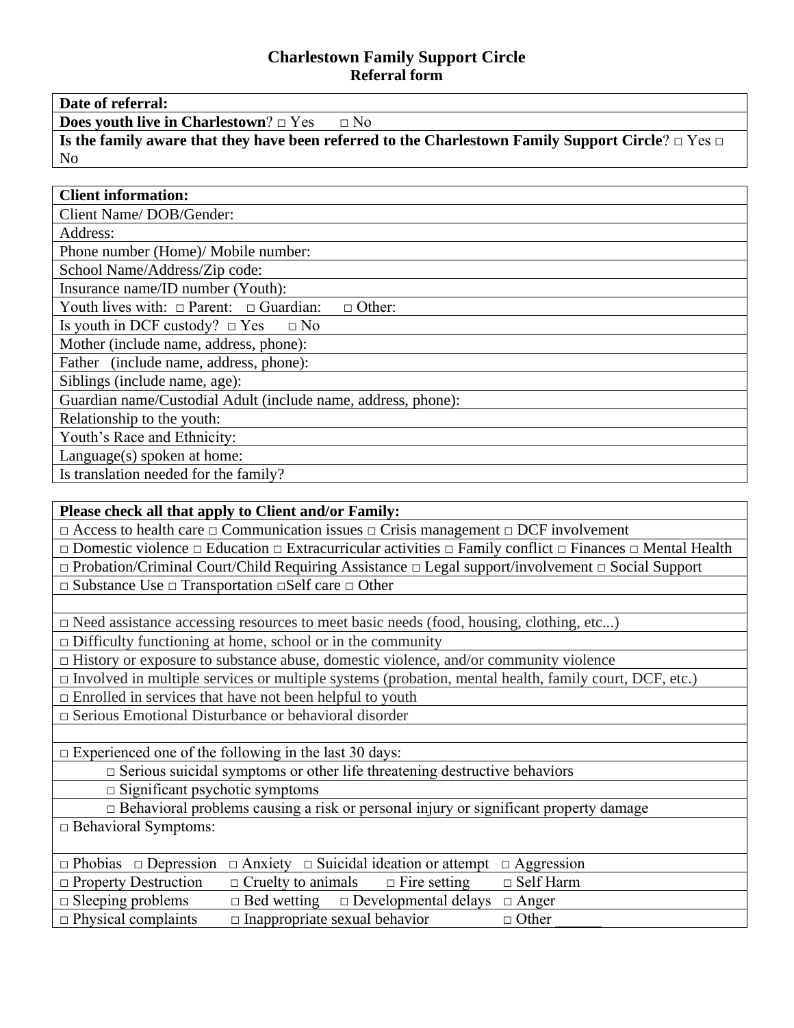# Charlestown Family Support Circle
## Referral form

| **Date of referral:** |
|---|
| **Does youth live in Charlestown**? □ Yes □ No |
| **Is the family aware that they have been referred to the Charlestown Family Support Circle**? □ Yes □ No |

| **Client information:** |
|---|
| Client Name/ DOB/Gender: |
| Address: |
| Phone number (Home)/ Mobile number: |
| School Name/Address/Zip code: |
| Insurance name/ID number (Youth): |
| Youth lives with: □ Parent: □ Guardian: □ Other: |
| Is youth in DCF custody? □ Yes □ No |
| Mother (include name, address, phone): |
| Father (include name, address, phone): |
| Siblings (include name, age): |
| Guardian name/Custodial Adult (include name, address, phone): |
| Relationship to the youth: |
| Youth's Race and Ethnicity: |
| Language(s) spoken at home: |
| Is translation needed for the family? |

| **Please check all that apply to Client and/or Family:** |
|---|
| □ Access to health care □ Communication issues □ Crisis management □ DCF involvement |
| □ Domestic violence □ Education □ Extracurricular activities □ Family conflict □ Finances □ Mental Health |
| □ Probation/Criminal Court/Child Requiring Assistance □ Legal support/involvement □ Social Support |
| □ Substance Use □ Transportation □Self care □ Other |
| |
| □ Need assistance accessing resources to meet basic needs (food, housing, clothing, etc...) |
| □ Difficulty functioning at home, school or in the community |
| □ History or exposure to substance abuse, domestic violence, and/or community violence |
| □ Involved in multiple services or multiple systems (probation, mental health, family court, DCF, etc.) |
| □ Enrolled in services that have not been helpful to youth |
| □ Serious Emotional Disturbance or behavioral disorder |
| |
| □ Experienced one of the following in the last 30 days: |
| □ Serious suicidal symptoms or other life threatening destructive behaviors |
| □ Significant psychotic symptoms |
| □ Behavioral problems causing a risk or personal injury or significant property damage |
| □ Behavioral Symptoms: |
| □ Phobias □ Depression □ Anxiety □ Suicidal ideation or attempt □ Aggression |
| □ Property Destruction □ Cruelty to animals □ Fire setting □ Self Harm |
| □ Sleeping problems □ Bed wetting □ Developmental delays □ Anger |
| □ Physical complaints □ Inappropriate sexual behavior □ Other ______ |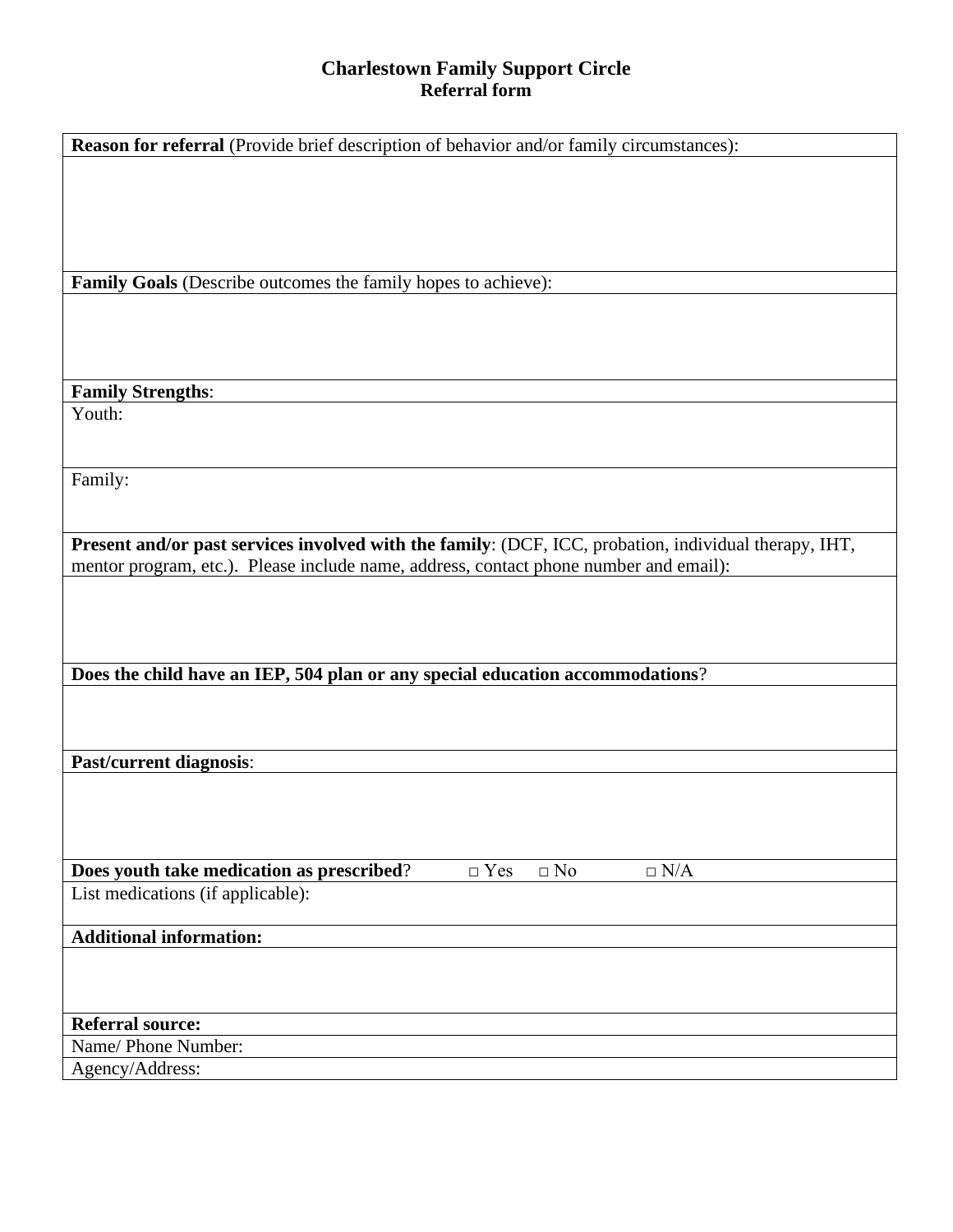# Charlestown Family Support Circle
## Referral form

| |
|---|
| **Reason for referral** (Provide brief description of behavior and/or family circumstances): |
| |
| **Family Goals** (Describe outcomes the family hopes to achieve): |
| |
| **Family Strengths**: |
| Youth: |
| Family: |
| **Present and/or past services involved with the family**: (DCF, ICC, probation, individual therapy, IHT, mentor program, etc.). Please include name, address, contact phone number and email): |
| |
| **Does the child have an IEP, 504 plan or any special education accommodations**? |
| |
| **Past/current diagnosis**: |
| |
| **Does youth take medication as prescribed**? □ Yes □ No □ N/A |
| List medications (if applicable): |
| **Additional information:** |
| |
| **Referral source:** |
| Name/ Phone Number: |
| Agency/Address: |